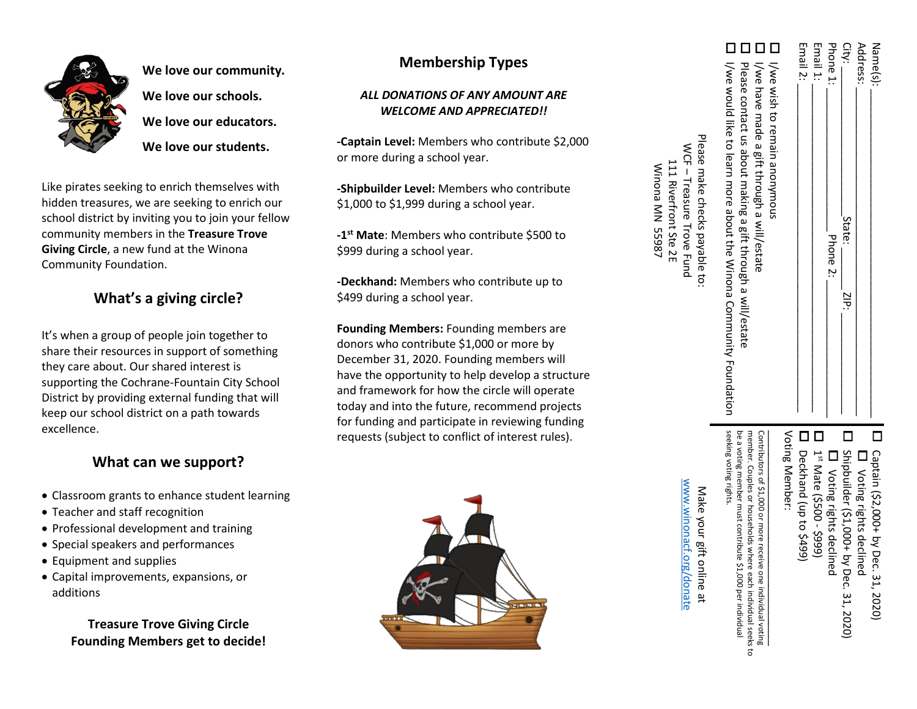**We love our community.**

**We love our schools.**

**We love our educators.**

**We love our students.**

Like pirates seeking to enrich themselves with hidden treasures, we are seeking to enrich our school district by inviting you to join your fellow community members in the **Treasure Trove Giving Circle**, a new fund at the Winona Community Foundation.

## What's a giving circle?

It's when a group of people join together to share their resources in support of something they care about. Our shared interest is supporting the Cochrane-Fountain City School District by providing external funding that will keep our school district on a path towards excellence.

## What can we support?

- Classroom grants to enhance student learning
- Teacher and staff recognition
- Professional development and training
- Special speakers and performances
- Equipment and supplies
- Capital improvements, expansions, or additions

**Treasure Trove Giving Circle Founding Members get to decide!**

## Membership Types

***ALL DONATIONS OF ANY AMOUNT ARE WELCOME AND APPRECIATED!!***

**-Captain Level:** Members who contribute $2,000 or more during a school year.

**-Shipbuilder Level:** Members who contribute $1,000 to $1,999 during a school year.

**-1st Mate**: Members who contribute $500 to $999 during a school year.

**-Deckhand:** Members who contribute up to $499 during a school year.

**Founding Members:** Founding members are donors who contribute $1,000 or more by December 31, 2020. Founding members will have the opportunity to help develop a structure and framework for how the circle will operate today and into the future, recommend projects for funding and participate in reviewing funding requests (subject to conflict of interest rules).

Name(s): ____________________

Address: ____________________

City: ____________ State: ______ ZIP: ________

Phone 1: ____________ Phone 2: ____________

Email 1: ____________________

Email 2: ____________________

☐ I/we wish to remain anonymous

☐ I/we have made a gift through a will/estate

☐ Please contact us about making a gift through a will/estate

☐ I/we would like to learn more about the Winona Community Foundation

Please make checks payable to:
WCF – Treasure Trove Fund
111 Riverfront Ste 2E
Winona MN 55987

☐ Captain ($2,000+ by Dec. 31, 2020)
  ☐ Voting rights declined

☐ Shipbuilder ($1,000+ by Dec. 31, 2020)
  ☐ Voting rights declined

☐ 1st Mate ($500 - $999)

☐ Deckhand (up to $499)

Voting Member: ____________________

Contributors of $1,000 or more receive one individual voting member. Couples or households where each individual seeks to be a voting member must contribute $1,000 per individual seeking voting rights.

Make your gift online at
www.winonacf.org/donate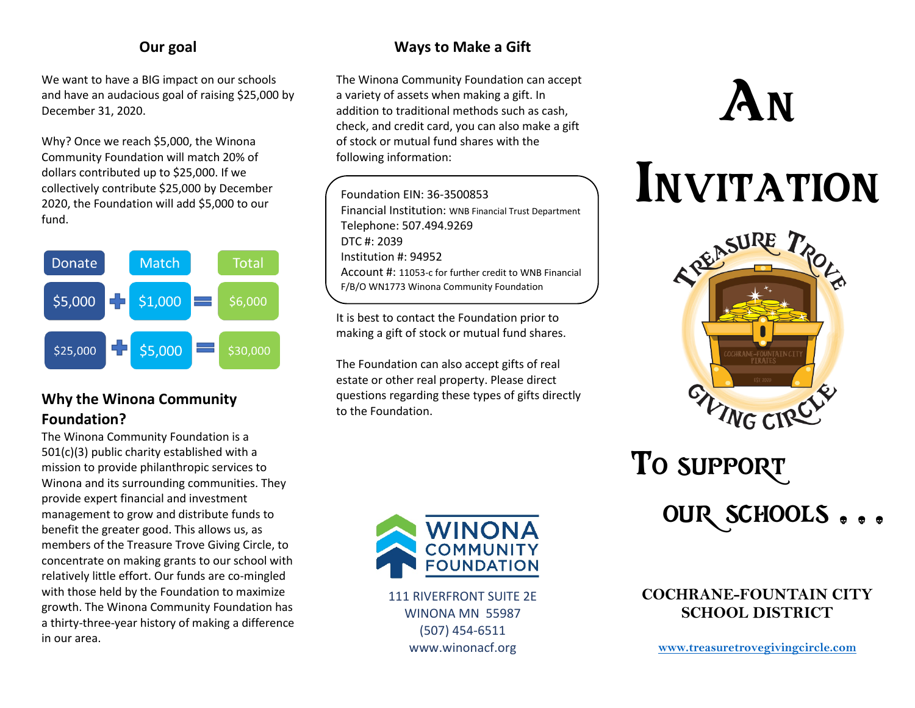## Our goal

We want to have a BIG impact on our schools and have an audacious goal of raising $25,000 by December 31, 2020.

Why? Once we reach $5,000, the Winona Community Foundation will match 20% of dollars contributed up to $25,000. If we collectively contribute $25,000 by December 2020, the Foundation will add $5,000 to our fund.

| Donate | | Match | | Total |
|---|---|---|---|---|
| $5,000 | + | $1,000 | = | $6,000 |
| $25,000 | + | $5,000 | = | $30,000 |

## Why the Winona Community Foundation?

The Winona Community Foundation is a 501(c)(3) public charity established with a mission to provide philanthropic services to Winona and its surrounding communities. They provide expert financial and investment management to grow and distribute funds to benefit the greater good. This allows us, as members of the Treasure Trove Giving Circle, to concentrate on making grants to our school with relatively little effort. Our funds are co-mingled with those held by the Foundation to maximize growth. The Winona Community Foundation has a thirty-three-year history of making a difference in our area.

## Ways to Make a Gift

The Winona Community Foundation can accept a variety of assets when making a gift. In addition to traditional methods such as cash, check, and credit card, you can also make a gift of stock or mutual fund shares with the following information:

Foundation EIN: 36-3500853
Financial Institution: WNB Financial Trust Department
Telephone: 507.494.9269
DTC #: 2039
Institution #: 94952
Account #: 11053-c for further credit to WNB Financial F/B/O WN1773 Winona Community Foundation

It is best to contact the Foundation prior to making a gift of stock or mutual fund shares.

The Foundation can also accept gifts of real estate or other real property. Please direct questions regarding these types of gifts directly to the Foundation.

WINONA COMMUNITY FOUNDATION

111 RIVERFRONT SUITE 2E
WINONA MN 55987
(507) 454-6511
www.winonacf.org

# An Invitation

Treasure Trove Giving Circle
Cochrane-Fountain City Pirates
Est 2020

# To support our schools . . .

**COCHRANE-FOUNTAIN CITY SCHOOL DISTRICT**

www.treasuretrovegivingcircle.com